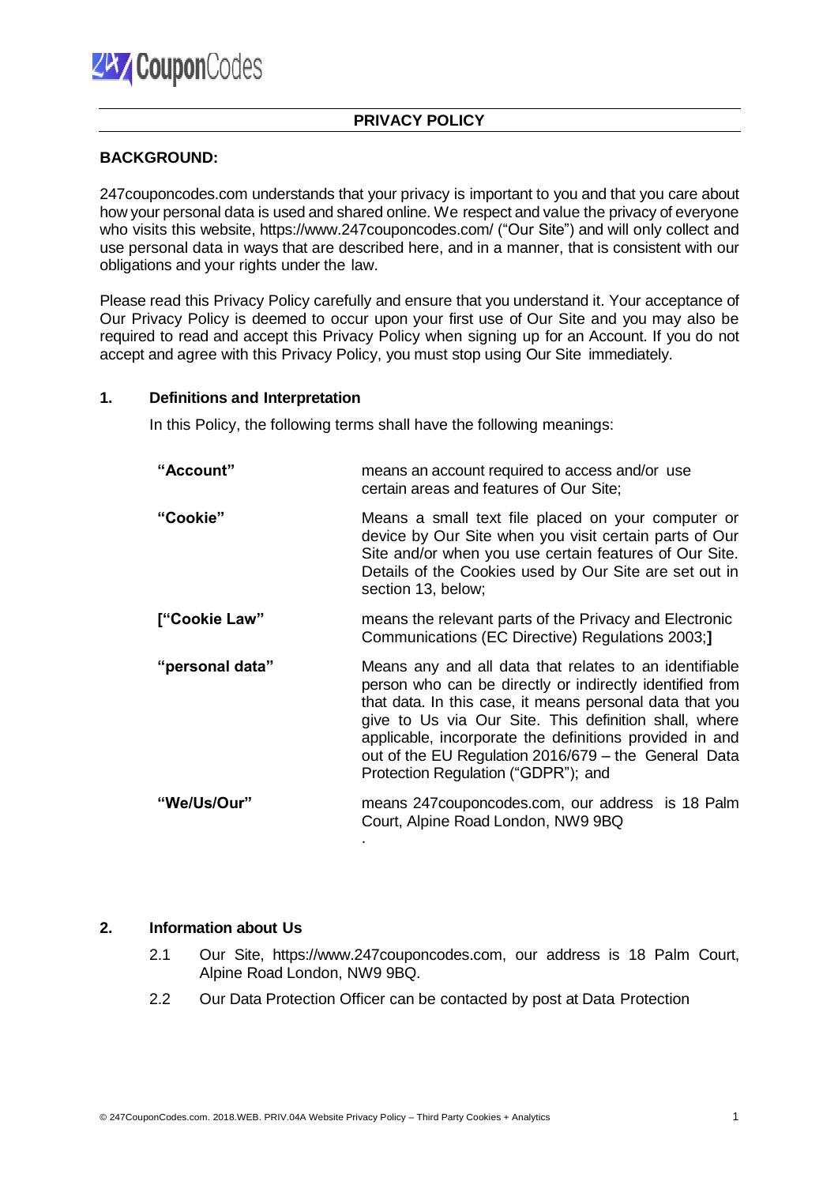## PRIVACY POLICY

**BACKGROUND:**

247couponcodes.com understands that your privacy is important to you and that you care about how your personal data is used and shared online. We respect and value the privacy of everyone who visits this website, https://www.247couponcodes.com/ ("Our Site") and will only collect and use personal data in ways that are described here, and in a manner, that is consistent with our obligations and your rights under the law.

Please read this Privacy Policy carefully and ensure that you understand it. Your acceptance of Our Privacy Policy is deemed to occur upon your first use of Our Site and you may also be required to read and accept this Privacy Policy when signing up for an Account. If you do not accept and agree with this Privacy Policy, you must stop using Our Site immediately.

### 1. Definitions and Interpretation

In this Policy, the following terms shall have the following meanings:

| | |
|---|---|
| **"Account"** | means an account required to access and/or use certain areas and features of Our Site; |
| **"Cookie"** | Means a small text file placed on your computer or device by Our Site when you visit certain parts of Our Site and/or when you use certain features of Our Site. Details of the Cookies used by Our Site are set out in section 13, below; |
| **["Cookie Law"** | means the relevant parts of the Privacy and Electronic Communications (EC Directive) Regulations 2003;**]** |
| **"personal data"** | Means any and all data that relates to an identifiable person who can be directly or indirectly identified from that data. In this case, it means personal data that you give to Us via Our Site. This definition shall, where applicable, incorporate the definitions provided in and out of the EU Regulation 2016/679 – the General Data Protection Regulation ("GDPR"); and |
| **"We/Us/Our"** | means 247couponcodes.com, our address is 18 Palm Court, Alpine Road London, NW9 9BQ<br>. |

### 2. Information about Us

2.1 Our Site, https://www.247couponcodes.com, our address is 18 Palm Court, Alpine Road London, NW9 9BQ.

2.2 Our Data Protection Officer can be contacted by post at Data Protection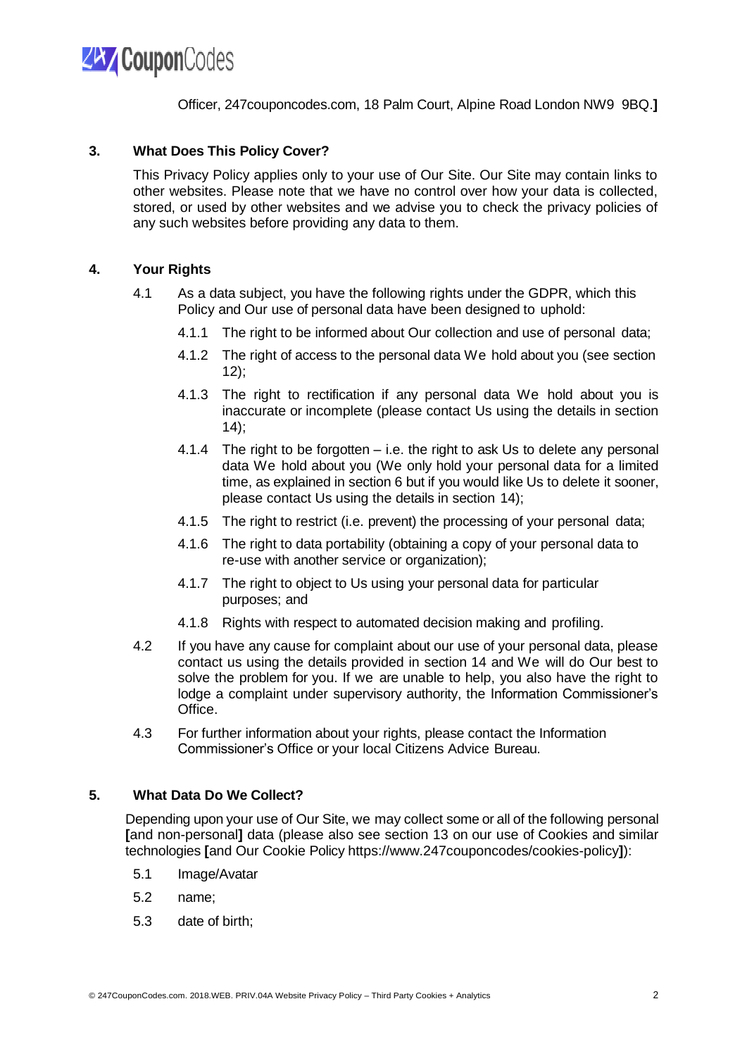Officer, 247couponcodes.com, 18 Palm Court, Alpine Road London NW9 9BQ.]

## 3. What Does This Policy Cover?

This Privacy Policy applies only to your use of Our Site. Our Site may contain links to other websites. Please note that we have no control over how your data is collected, stored, or used by other websites and we advise you to check the privacy policies of any such websites before providing any data to them.

## 4. Your Rights

4.1 As a data subject, you have the following rights under the GDPR, which this Policy and Our use of personal data have been designed to uphold:

- 4.1.1 The right to be informed about Our collection and use of personal data;
- 4.1.2 The right of access to the personal data We hold about you (see section 12);
- 4.1.3 The right to rectification if any personal data We hold about you is inaccurate or incomplete (please contact Us using the details in section 14);
- 4.1.4 The right to be forgotten – i.e. the right to ask Us to delete any personal data We hold about you (We only hold your personal data for a limited time, as explained in section 6 but if you would like Us to delete it sooner, please contact Us using the details in section 14);
- 4.1.5 The right to restrict (i.e. prevent) the processing of your personal data;
- 4.1.6 The right to data portability (obtaining a copy of your personal data to re-use with another service or organization);
- 4.1.7 The right to object to Us using your personal data for particular purposes; and
- 4.1.8 Rights with respect to automated decision making and profiling.

4.2 If you have any cause for complaint about our use of your personal data, please contact us using the details provided in section 14 and We will do Our best to solve the problem for you. If we are unable to help, you also have the right to lodge a complaint under supervisory authority, the Information Commissioner's Office.

4.3 For further information about your rights, please contact the Information Commissioner's Office or your local Citizens Advice Bureau.

## 5. What Data Do We Collect?

Depending upon your use of Our Site, we may collect some or all of the following personal **[**and non-personal**]** data (please also see section 13 on our use of Cookies and similar technologies **[**and Our Cookie Policy https://www.247couponcodes/cookies-policy**]**):

5.1 Image/Avatar

5.2 name;

5.3 date of birth;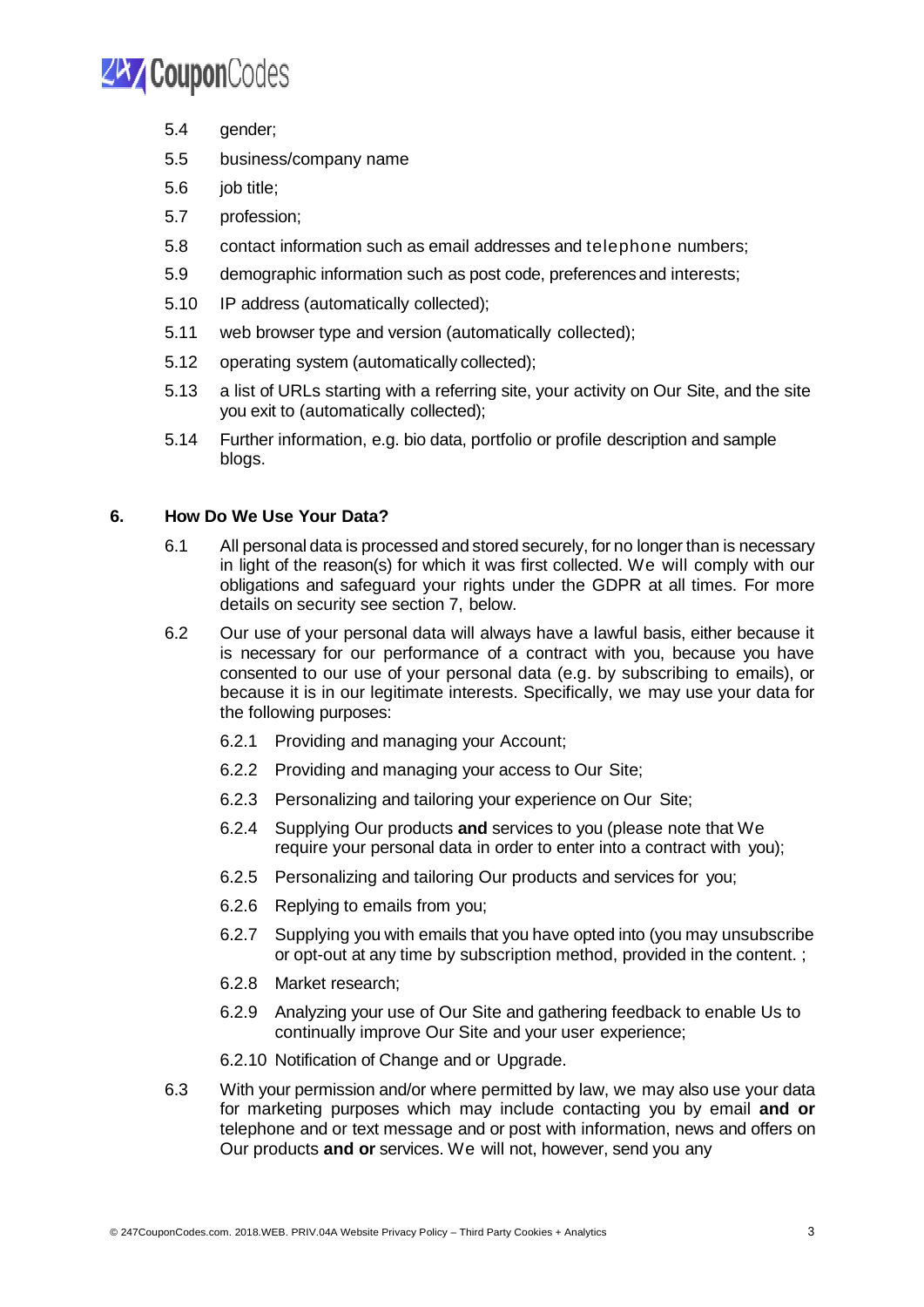5.4 gender;

5.5 business/company name

5.6 job title;

5.7 profession;

5.8 contact information such as email addresses and telephone numbers;

5.9 demographic information such as post code, preferences and interests;

5.10 IP address (automatically collected);

5.11 web browser type and version (automatically collected);

5.12 operating system (automatically collected);

5.13 a list of URLs starting with a referring site, your activity on Our Site, and the site you exit to (automatically collected);

5.14 Further information, e.g. bio data, portfolio or profile description and sample blogs.

## 6. How Do We Use Your Data?

6.1 All personal data is processed and stored securely, for no longer than is necessary in light of the reason(s) for which it was first collected. We will comply with our obligations and safeguard your rights under the GDPR at all times. For more details on security see section 7, below.

6.2 Our use of your personal data will always have a lawful basis, either because it is necessary for our performance of a contract with you, because you have consented to our use of your personal data (e.g. by subscribing to emails), or because it is in our legitimate interests. Specifically, we may use your data for the following purposes:

6.2.1 Providing and managing your Account;

6.2.2 Providing and managing your access to Our Site;

6.2.3 Personalizing and tailoring your experience on Our Site;

6.2.4 Supplying Our products **and** services to you (please note that We require your personal data in order to enter into a contract with you);

6.2.5 Personalizing and tailoring Our products and services for you;

6.2.6 Replying to emails from you;

6.2.7 Supplying you with emails that you have opted into (you may unsubscribe or opt-out at any time by subscription method, provided in the content. ;

6.2.8 Market research;

6.2.9 Analyzing your use of Our Site and gathering feedback to enable Us to continually improve Our Site and your user experience;

6.2.10 Notification of Change and or Upgrade.

6.3 With your permission and/or where permitted by law, we may also use your data for marketing purposes which may include contacting you by email **and or** telephone and or text message and or post with information, news and offers on Our products **and or** services. We will not, however, send you any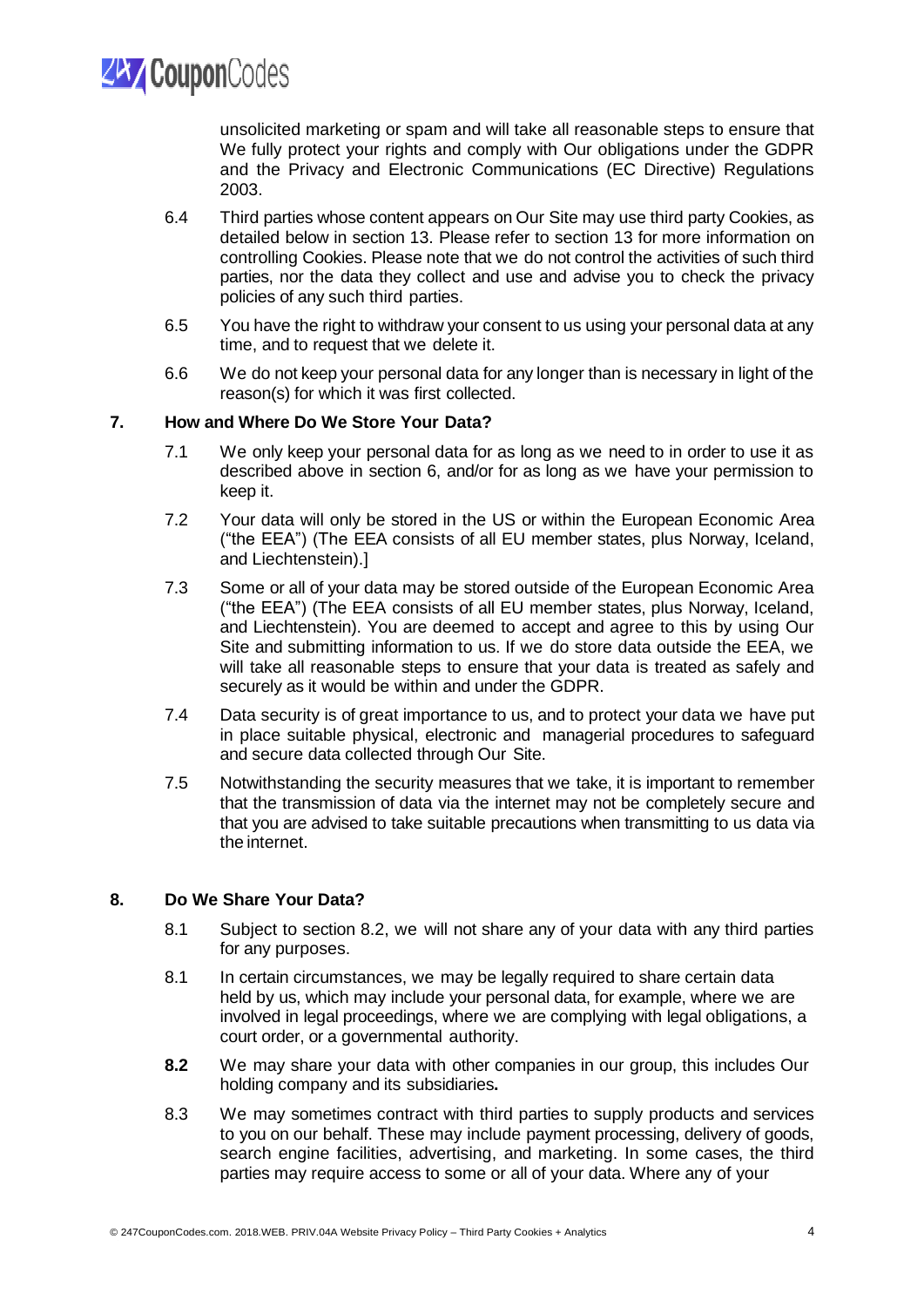unsolicited marketing or spam and will take all reasonable steps to ensure that We fully protect your rights and comply with Our obligations under the GDPR and the Privacy and Electronic Communications (EC Directive) Regulations 2003.

6.4 Third parties whose content appears on Our Site may use third party Cookies, as detailed below in section 13. Please refer to section 13 for more information on controlling Cookies. Please note that we do not control the activities of such third parties, nor the data they collect and use and advise you to check the privacy policies of any such third parties.

6.5 You have the right to withdraw your consent to us using your personal data at any time, and to request that we delete it.

6.6 We do not keep your personal data for any longer than is necessary in light of the reason(s) for which it was first collected.

## 7. How and Where Do We Store Your Data?

7.1 We only keep your personal data for as long as we need to in order to use it as described above in section 6, and/or for as long as we have your permission to keep it.

7.2 Your data will only be stored in the US or within the European Economic Area ("the EEA") (The EEA consists of all EU member states, plus Norway, Iceland, and Liechtenstein).]

7.3 Some or all of your data may be stored outside of the European Economic Area ("the EEA") (The EEA consists of all EU member states, plus Norway, Iceland, and Liechtenstein). You are deemed to accept and agree to this by using Our Site and submitting information to us. If we do store data outside the EEA, we will take all reasonable steps to ensure that your data is treated as safely and securely as it would be within and under the GDPR.

7.4 Data security is of great importance to us, and to protect your data we have put in place suitable physical, electronic and managerial procedures to safeguard and secure data collected through Our Site.

7.5 Notwithstanding the security measures that we take, it is important to remember that the transmission of data via the internet may not be completely secure and that you are advised to take suitable precautions when transmitting to us data via the internet.

## 8. Do We Share Your Data?

8.1 Subject to section 8.2, we will not share any of your data with any third parties for any purposes.

8.1 In certain circumstances, we may be legally required to share certain data held by us, which may include your personal data, for example, where we are involved in legal proceedings, where we are complying with legal obligations, a court order, or a governmental authority.

**8.2** We may share your data with other companies in our group, this includes Our holding company and its subsidiaries**.**

8.3 We may sometimes contract with third parties to supply products and services to you on our behalf. These may include payment processing, delivery of goods, search engine facilities, advertising, and marketing. In some cases, the third parties may require access to some or all of your data. Where any of your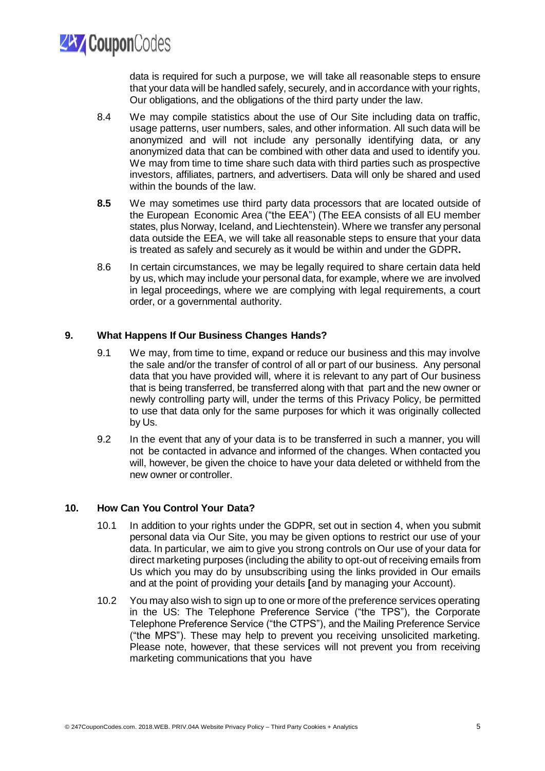data is required for such a purpose, we will take all reasonable steps to ensure that your data will be handled safely, securely, and in accordance with your rights, Our obligations, and the obligations of the third party under the law.

8.4 We may compile statistics about the use of Our Site including data on traffic, usage patterns, user numbers, sales, and other information. All such data will be anonymized and will not include any personally identifying data, or any anonymized data that can be combined with other data and used to identify you. We may from time to time share such data with third parties such as prospective investors, affiliates, partners, and advertisers. Data will only be shared and used within the bounds of the law.

**8.5** We may sometimes use third party data processors that are located outside of the European Economic Area ("the EEA") (The EEA consists of all EU member states, plus Norway, Iceland, and Liechtenstein). Where we transfer any personal data outside the EEA, we will take all reasonable steps to ensure that your data is treated as safely and securely as it would be within and under the GDPR**.**

8.6 In certain circumstances, we may be legally required to share certain data held by us, which may include your personal data, for example, where we are involved in legal proceedings, where we are complying with legal requirements, a court order, or a governmental authority.

## 9. What Happens If Our Business Changes Hands?

9.1 We may, from time to time, expand or reduce our business and this may involve the sale and/or the transfer of control of all or part of our business. Any personal data that you have provided will, where it is relevant to any part of Our business that is being transferred, be transferred along with that part and the new owner or newly controlling party will, under the terms of this Privacy Policy, be permitted to use that data only for the same purposes for which it was originally collected by Us.

9.2 In the event that any of your data is to be transferred in such a manner, you will not be contacted in advance and informed of the changes. When contacted you will, however, be given the choice to have your data deleted or withheld from the new owner or controller.

## 10. How Can You Control Your Data?

10.1 In addition to your rights under the GDPR, set out in section 4, when you submit personal data via Our Site, you may be given options to restrict our use of your data. In particular, we aim to give you strong controls on Our use of your data for direct marketing purposes (including the ability to opt-out of receiving emails from Us which you may do by unsubscribing using the links provided in Our emails and at the point of providing your details **[**and by managing your Account).

10.2 You may also wish to sign up to one or more of the preference services operating in the US: The Telephone Preference Service ("the TPS"), the Corporate Telephone Preference Service ("the CTPS"), and the Mailing Preference Service ("the MPS"). These may help to prevent you receiving unsolicited marketing. Please note, however, that these services will not prevent you from receiving marketing communications that you have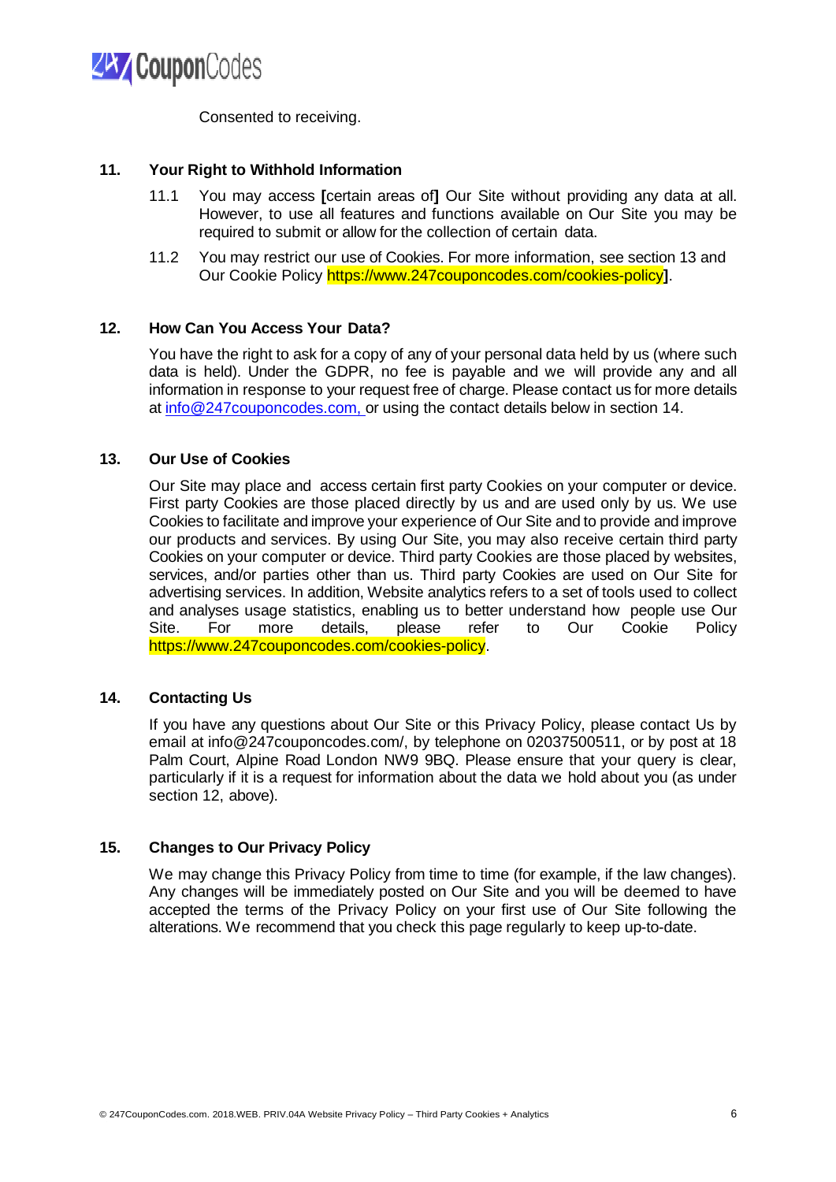Consented to receiving.

## 11. Your Right to Withhold Information

11.1 You may access **[**certain areas of**]** Our Site without providing any data at all. However, to use all features and functions available on Our Site you may be required to submit or allow for the collection of certain data.

11.2 You may restrict our use of Cookies. For more information, see section 13 and Our Cookie Policy https://www.247couponcodes.com/cookies-policy**]**.

## 12. How Can You Access Your Data?

You have the right to ask for a copy of any of your personal data held by us (where such data is held). Under the GDPR, no fee is payable and we will provide any and all information in response to your request free of charge. Please contact us for more details at info@247couponcodes.com, or using the contact details below in section 14.

## 13. Our Use of Cookies

Our Site may place and access certain first party Cookies on your computer or device. First party Cookies are those placed directly by us and are used only by us. We use Cookies to facilitate and improve your experience of Our Site and to provide and improve our products and services. By using Our Site, you may also receive certain third party Cookies on your computer or device. Third party Cookies are those placed by websites, services, and/or parties other than us. Third party Cookies are used on Our Site for advertising services. In addition, Website analytics refers to a set of tools used to collect and analyses usage statistics, enabling us to better understand how people use Our Site. For more details, please refer to Our Cookie Policy https://www.247couponcodes.com/cookies-policy.

## 14. Contacting Us

If you have any questions about Our Site or this Privacy Policy, please contact Us by email at info@247couponcodes.com/, by telephone on 02037500511, or by post at 18 Palm Court, Alpine Road London NW9 9BQ. Please ensure that your query is clear, particularly if it is a request for information about the data we hold about you (as under section 12, above).

## 15. Changes to Our Privacy Policy

We may change this Privacy Policy from time to time (for example, if the law changes). Any changes will be immediately posted on Our Site and you will be deemed to have accepted the terms of the Privacy Policy on your first use of Our Site following the alterations. We recommend that you check this page regularly to keep up-to-date.